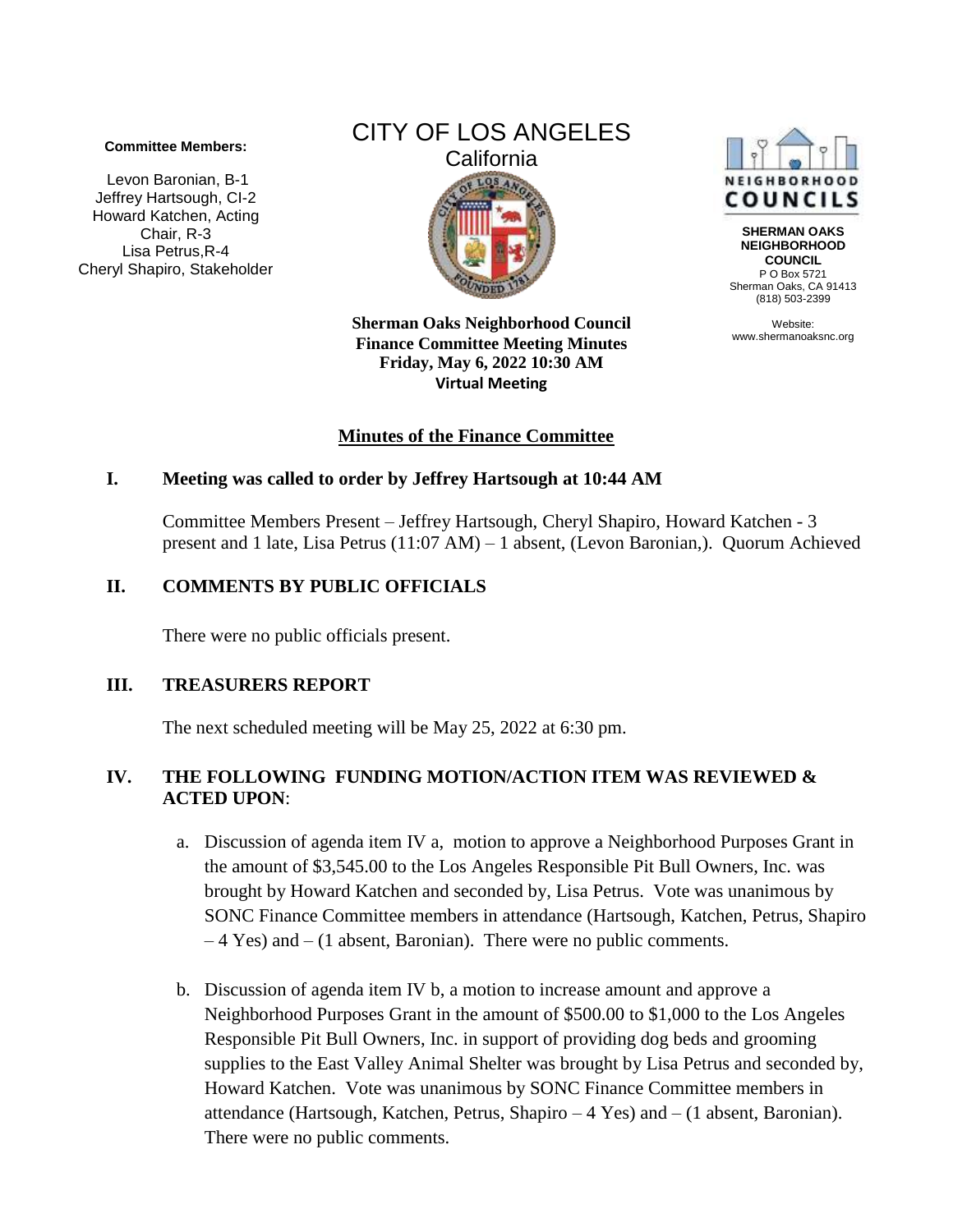**Committee Members:**

Levon Baronian, B-1
Jeffrey Hartsough, CI-2
Howard Katchen, Acting Chair, R-3
Lisa Petrus,R-4
Cheryl Shapiro, Stakeholder

CITY OF LOS ANGELES
California

NEIGHBORHOOD COUNCILS

**SHERMAN OAKS NEIGHBORHOOD COUNCIL**
P O Box 5721
Sherman Oaks, CA 91413
(818) 503-2399

Website:
www.shermanoaksnc.org

**Sherman Oaks Neighborhood Council**
**Finance Committee Meeting Minutes**
**Friday, May 6, 2022 10:30 AM**
**Virtual Meeting**

## <u>Minutes of the Finance Committee</u>

### I. Meeting was called to order by Jeffrey Hartsough at 10:44 AM

Committee Members Present – Jeffrey Hartsough, Cheryl Shapiro, Howard Katchen - 3 present and 1 late, Lisa Petrus (11:07 AM) – 1 absent, (Levon Baronian,). Quorum Achieved

### II. COMMENTS BY PUBLIC OFFICIALS

There were no public officials present.

### III. TREASURERS REPORT

The next scheduled meeting will be May 25, 2022 at 6:30 pm.

### IV. THE FOLLOWING FUNDING MOTION/ACTION ITEM WAS REVIEWED & ACTED UPON:

a. Discussion of agenda item IV a, motion to approve a Neighborhood Purposes Grant in the amount of $3,545.00 to the Los Angeles Responsible Pit Bull Owners, Inc. was brought by Howard Katchen and seconded by, Lisa Petrus. Vote was unanimous by SONC Finance Committee members in attendance (Hartsough, Katchen, Petrus, Shapiro – 4 Yes) and – (1 absent, Baronian). There were no public comments.

b. Discussion of agenda item IV b, a motion to increase amount and approve a Neighborhood Purposes Grant in the amount of $500.00 to $1,000 to the Los Angeles Responsible Pit Bull Owners, Inc. in support of providing dog beds and grooming supplies to the East Valley Animal Shelter was brought by Lisa Petrus and seconded by, Howard Katchen. Vote was unanimous by SONC Finance Committee members in attendance (Hartsough, Katchen, Petrus, Shapiro – 4 Yes) and – (1 absent, Baronian). There were no public comments.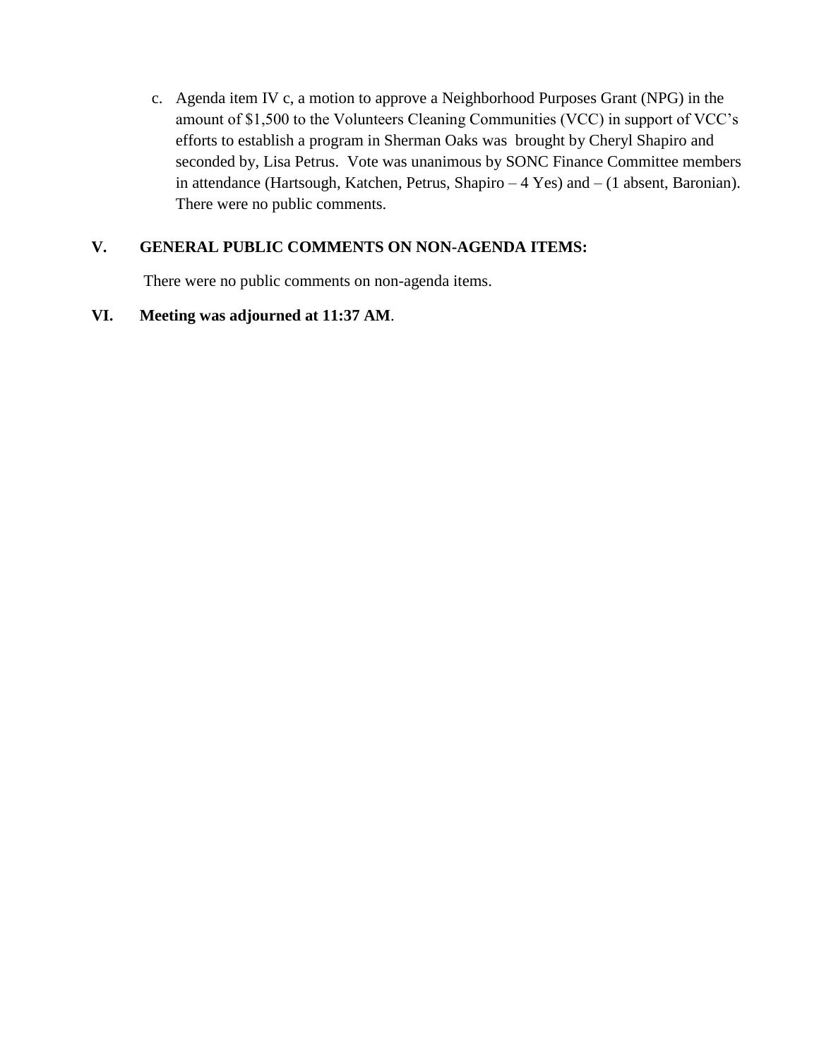c. Agenda item IV c, a motion to approve a Neighborhood Purposes Grant (NPG) in the amount of $1,500 to the Volunteers Cleaning Communities (VCC) in support of VCC's efforts to establish a program in Sherman Oaks was brought by Cheryl Shapiro and seconded by, Lisa Petrus. Vote was unanimous by SONC Finance Committee members in attendance (Hartsough, Katchen, Petrus, Shapiro – 4 Yes) and – (1 absent, Baronian). There were no public comments.

**V. GENERAL PUBLIC COMMENTS ON NON-AGENDA ITEMS:**

There were no public comments on non-agenda items.

**VI. Meeting was adjourned at 11:37 AM**.